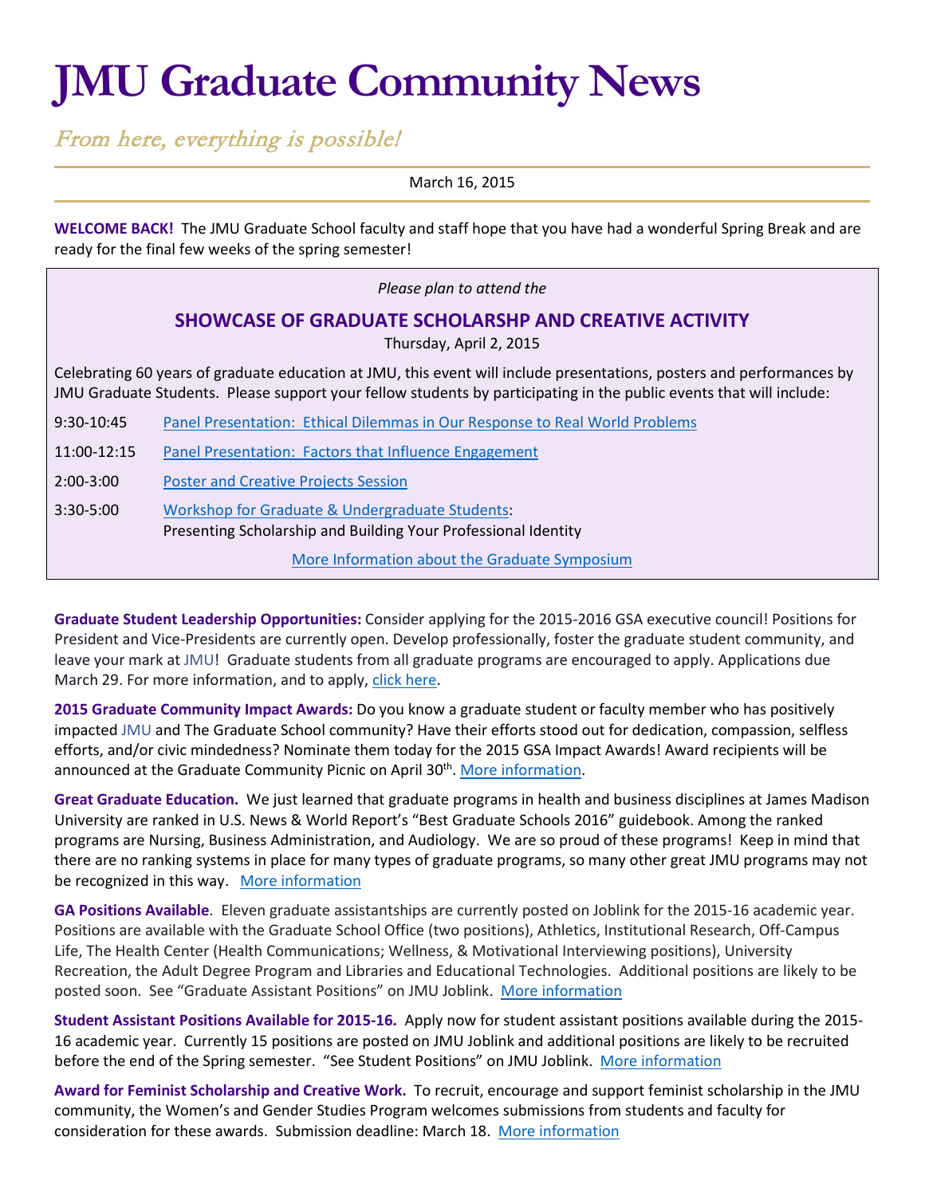# JMU Graduate Community News

*From here, everything is possible!*

March 16, 2015

**WELCOME BACK!** The JMU Graduate School faculty and staff hope that you have had a wonderful Spring Break and are ready for the final few weeks of the spring semester!

*Please plan to attend the*

## SHOWCASE OF GRADUATE SCHOLARSHP AND CREATIVE ACTIVITY

Thursday, April 2, 2015

Celebrating 60 years of graduate education at JMU, this event will include presentations, posters and performances by JMU Graduate Students. Please support your fellow students by participating in the public events that will include:

- 9:30-10:45 Panel Presentation: Ethical Dilemmas in Our Response to Real World Problems
- 11:00-12:15 Panel Presentation: Factors that Influence Engagement
- 2:00-3:00 Poster and Creative Projects Session
- 3:30-5:00 Workshop for Graduate & Undergraduate Students: Presenting Scholarship and Building Your Professional Identity

More Information about the Graduate Symposium

**Graduate Student Leadership Opportunities:** Consider applying for the 2015-2016 GSA executive council! Positions for President and Vice-Presidents are currently open. Develop professionally, foster the graduate student community, and leave your mark at JMU! Graduate students from all graduate programs are encouraged to apply. Applications due March 29. For more information, and to apply, click here.

**2015 Graduate Community Impact Awards:** Do you know a graduate student or faculty member who has positively impacted JMU and The Graduate School community? Have their efforts stood out for dedication, compassion, selfless efforts, and/or civic mindedness? Nominate them today for the 2015 GSA Impact Awards! Award recipients will be announced at the Graduate Community Picnic on April 30th. More information.

**Great Graduate Education.** We just learned that graduate programs in health and business disciplines at James Madison University are ranked in U.S. News & World Report's "Best Graduate Schools 2016" guidebook. Among the ranked programs are Nursing, Business Administration, and Audiology. We are so proud of these programs! Keep in mind that there are no ranking systems in place for many types of graduate programs, so many other great JMU programs may not be recognized in this way. More information

**GA Positions Available**. Eleven graduate assistantships are currently posted on Joblink for the 2015-16 academic year. Positions are available with the Graduate School Office (two positions), Athletics, Institutional Research, Off-Campus Life, The Health Center (Health Communications; Wellness, & Motivational Interviewing positions), University Recreation, the Adult Degree Program and Libraries and Educational Technologies. Additional positions are likely to be posted soon. See "Graduate Assistant Positions" on JMU Joblink. More information

**Student Assistant Positions Available for 2015-16.** Apply now for student assistant positions available during the 2015-16 academic year. Currently 15 positions are posted on JMU Joblink and additional positions are likely to be recruited before the end of the Spring semester. "See Student Positions" on JMU Joblink. More information

**Award for Feminist Scholarship and Creative Work.** To recruit, encourage and support feminist scholarship in the JMU community, the Women's and Gender Studies Program welcomes submissions from students and faculty for consideration for these awards. Submission deadline: March 18. More information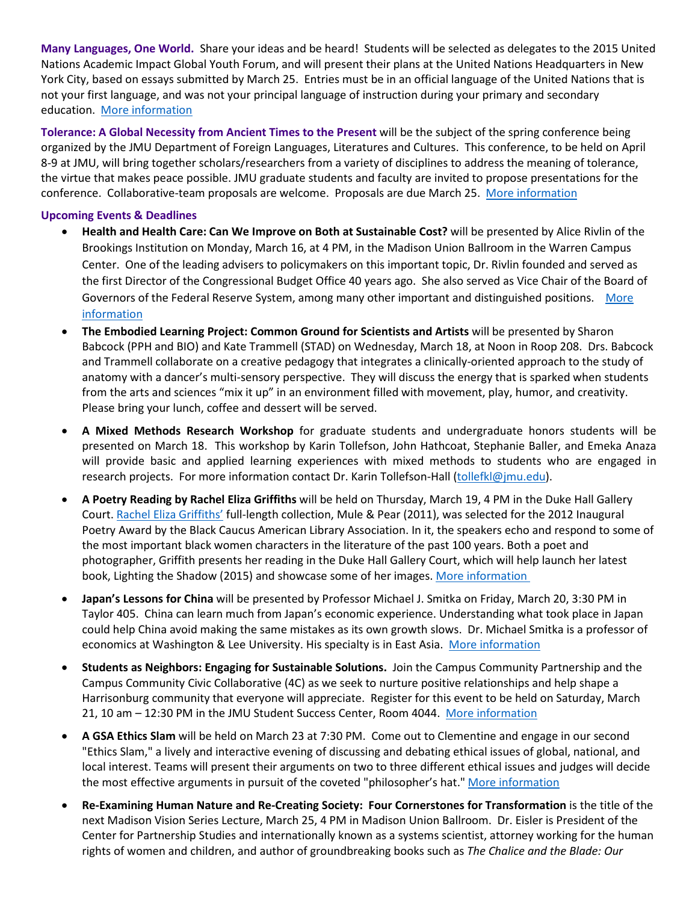**Many Languages, One World.** Share your ideas and be heard! Students will be selected as delegates to the 2015 United Nations Academic Impact Global Youth Forum, and will present their plans at the United Nations Headquarters in New York City, based on essays submitted by March 25. Entries must be in an official language of the United Nations that is not your first language, and was not your principal language of instruction during your primary and secondary education. More information

**Tolerance: A Global Necessity from Ancient Times to the Present** will be the subject of the spring conference being organized by the JMU Department of Foreign Languages, Literatures and Cultures. This conference, to be held on April 8-9 at JMU, will bring together scholars/researchers from a variety of disciplines to address the meaning of tolerance, the virtue that makes peace possible. JMU graduate students and faculty are invited to propose presentations for the conference. Collaborative-team proposals are welcome. Proposals are due March 25. More information

**Upcoming Events & Deadlines**

- **Health and Health Care: Can We Improve on Both at Sustainable Cost?** will be presented by Alice Rivlin of the Brookings Institution on Monday, March 16, at 4 PM, in the Madison Union Ballroom in the Warren Campus Center. One of the leading advisers to policymakers on this important topic, Dr. Rivlin founded and served as the first Director of the Congressional Budget Office 40 years ago. She also served as Vice Chair of the Board of Governors of the Federal Reserve System, among many other important and distinguished positions. More information
- **The Embodied Learning Project: Common Ground for Scientists and Artists** will be presented by Sharon Babcock (PPH and BIO) and Kate Trammell (STAD) on Wednesday, March 18, at Noon in Roop 208. Drs. Babcock and Trammell collaborate on a creative pedagogy that integrates a clinically-oriented approach to the study of anatomy with a dancer's multi-sensory perspective. They will discuss the energy that is sparked when students from the arts and sciences "mix it up" in an environment filled with movement, play, humor, and creativity. Please bring your lunch, coffee and dessert will be served.
- **A Mixed Methods Research Workshop** for graduate students and undergraduate honors students will be presented on March 18. This workshop by Karin Tollefson, John Hathcoat, Stephanie Baller, and Emeka Anaza will provide basic and applied learning experiences with mixed methods to students who are engaged in research projects. For more information contact Dr. Karin Tollefson-Hall (tollefkl@jmu.edu).
- **A Poetry Reading by Rachel Eliza Griffiths** will be held on Thursday, March 19, 4 PM in the Duke Hall Gallery Court. Rachel Eliza Griffiths' full-length collection, Mule & Pear (2011), was selected for the 2012 Inaugural Poetry Award by the Black Caucus American Library Association. In it, the speakers echo and respond to some of the most important black women characters in the literature of the past 100 years. Both a poet and photographer, Griffith presents her reading in the Duke Hall Gallery Court, which will help launch her latest book, Lighting the Shadow (2015) and showcase some of her images. More information
- **Japan's Lessons for China** will be presented by Professor Michael J. Smitka on Friday, March 20, 3:30 PM in Taylor 405. China can learn much from Japan's economic experience. Understanding what took place in Japan could help China avoid making the same mistakes as its own growth slows. Dr. Michael Smitka is a professor of economics at Washington & Lee University. His specialty is in East Asia. More information
- **Students as Neighbors: Engaging for Sustainable Solutions.** Join the Campus Community Partnership and the Campus Community Civic Collaborative (4C) as we seek to nurture positive relationships and help shape a Harrisonburg community that everyone will appreciate. Register for this event to be held on Saturday, March 21, 10 am – 12:30 PM in the JMU Student Success Center, Room 4044. More information
- **A GSA Ethics Slam** will be held on March 23 at 7:30 PM. Come out to Clementine and engage in our second "Ethics Slam," a lively and interactive evening of discussing and debating ethical issues of global, national, and local interest. Teams will present their arguments on two to three different ethical issues and judges will decide the most effective arguments in pursuit of the coveted "philosopher's hat." More information
- **Re-Examining Human Nature and Re-Creating Society: Four Cornerstones for Transformation** is the title of the next Madison Vision Series Lecture, March 25, 4 PM in Madison Union Ballroom. Dr. Eisler is President of the Center for Partnership Studies and internationally known as a systems scientist, attorney working for the human rights of women and children, and author of groundbreaking books such as *The Chalice and the Blade: Our*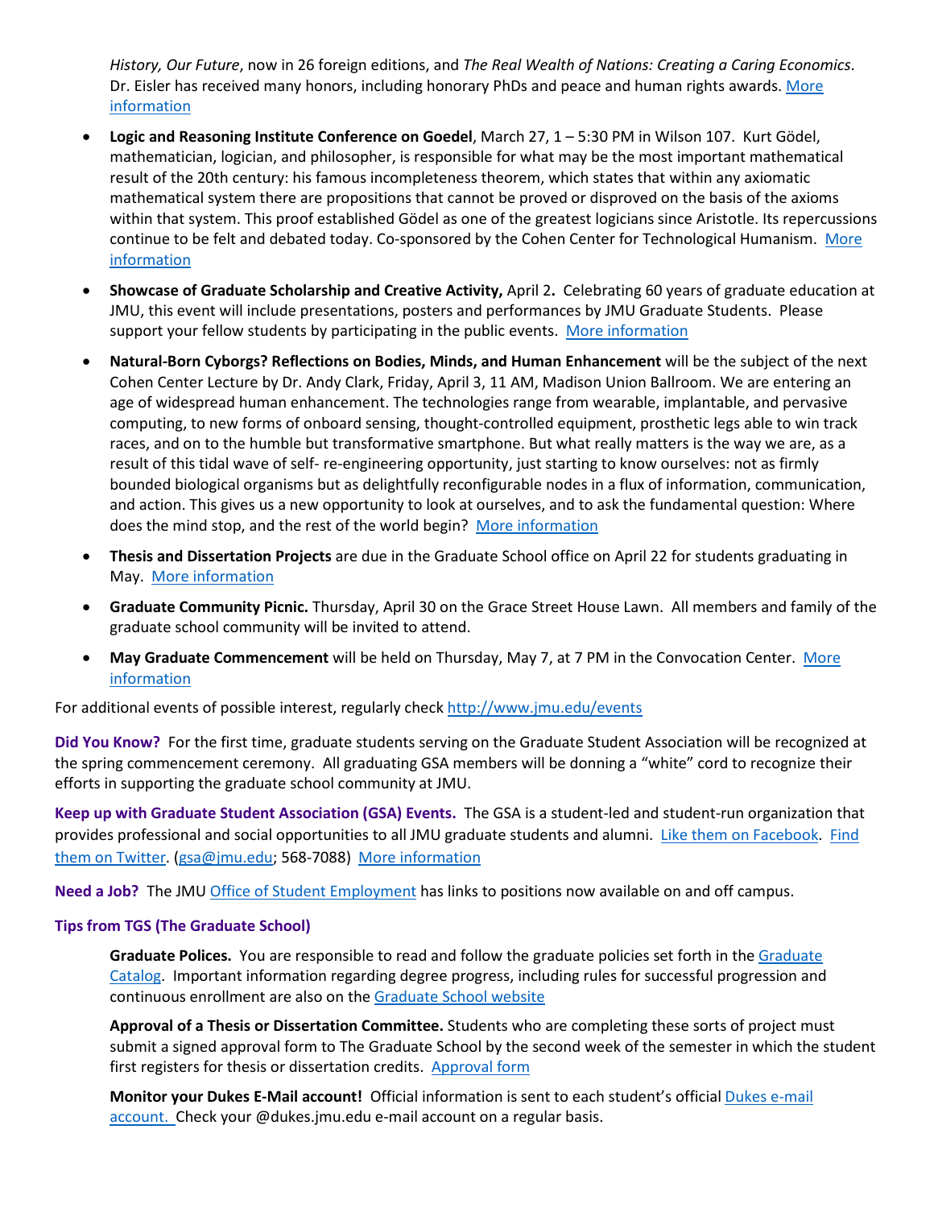*History, Our Future*, now in 26 foreign editions, and *The Real Wealth of Nations: Creating a Caring Economics*. Dr. Eisler has received many honors, including honorary PhDs and peace and human rights awards. More information

- **Logic and Reasoning Institute Conference on Goedel**, March 27, 1 – 5:30 PM in Wilson 107. Kurt Gödel, mathematician, logician, and philosopher, is responsible for what may be the most important mathematical result of the 20th century: his famous incompleteness theorem, which states that within any axiomatic mathematical system there are propositions that cannot be proved or disproved on the basis of the axioms within that system. This proof established Gödel as one of the greatest logicians since Aristotle. Its repercussions continue to be felt and debated today. Co-sponsored by the Cohen Center for Technological Humanism. More information
- **Showcase of Graduate Scholarship and Creative Activity,** April 2**.** Celebrating 60 years of graduate education at JMU, this event will include presentations, posters and performances by JMU Graduate Students. Please support your fellow students by participating in the public events. More information
- **Natural-Born Cyborgs? Reflections on Bodies, Minds, and Human Enhancement** will be the subject of the next Cohen Center Lecture by Dr. Andy Clark, Friday, April 3, 11 AM, Madison Union Ballroom. We are entering an age of widespread human enhancement. The technologies range from wearable, implantable, and pervasive computing, to new forms of onboard sensing, thought-controlled equipment, prosthetic legs able to win track races, and on to the humble but transformative smartphone. But what really matters is the way we are, as a result of this tidal wave of self- re-engineering opportunity, just starting to know ourselves: not as firmly bounded biological organisms but as delightfully reconfigurable nodes in a flux of information, communication, and action. This gives us a new opportunity to look at ourselves, and to ask the fundamental question: Where does the mind stop, and the rest of the world begin? More information
- **Thesis and Dissertation Projects** are due in the Graduate School office on April 22 for students graduating in May. More information
- **Graduate Community Picnic.** Thursday, April 30 on the Grace Street House Lawn. All members and family of the graduate school community will be invited to attend.
- **May Graduate Commencement** will be held on Thursday, May 7, at 7 PM in the Convocation Center. More information

For additional events of possible interest, regularly check http://www.jmu.edu/events

**Did You Know?** For the first time, graduate students serving on the Graduate Student Association will be recognized at the spring commencement ceremony. All graduating GSA members will be donning a "white" cord to recognize their efforts in supporting the graduate school community at JMU.

**Keep up with Graduate Student Association (GSA) Events.** The GSA is a student-led and student-run organization that provides professional and social opportunities to all JMU graduate students and alumni. Like them on Facebook. Find them on Twitter. (gsa@jmu.edu; 568-7088) More information

**Need a Job?** The JMU Office of Student Employment has links to positions now available on and off campus.

### Tips from TGS (The Graduate School)

**Graduate Polices.** You are responsible to read and follow the graduate policies set forth in the Graduate Catalog. Important information regarding degree progress, including rules for successful progression and continuous enrollment are also on the Graduate School website

**Approval of a Thesis or Dissertation Committee.** Students who are completing these sorts of project must submit a signed approval form to The Graduate School by the second week of the semester in which the student first registers for thesis or dissertation credits. Approval form

**Monitor your Dukes E-Mail account!** Official information is sent to each student's official Dukes e-mail account. Check your @dukes.jmu.edu e-mail account on a regular basis.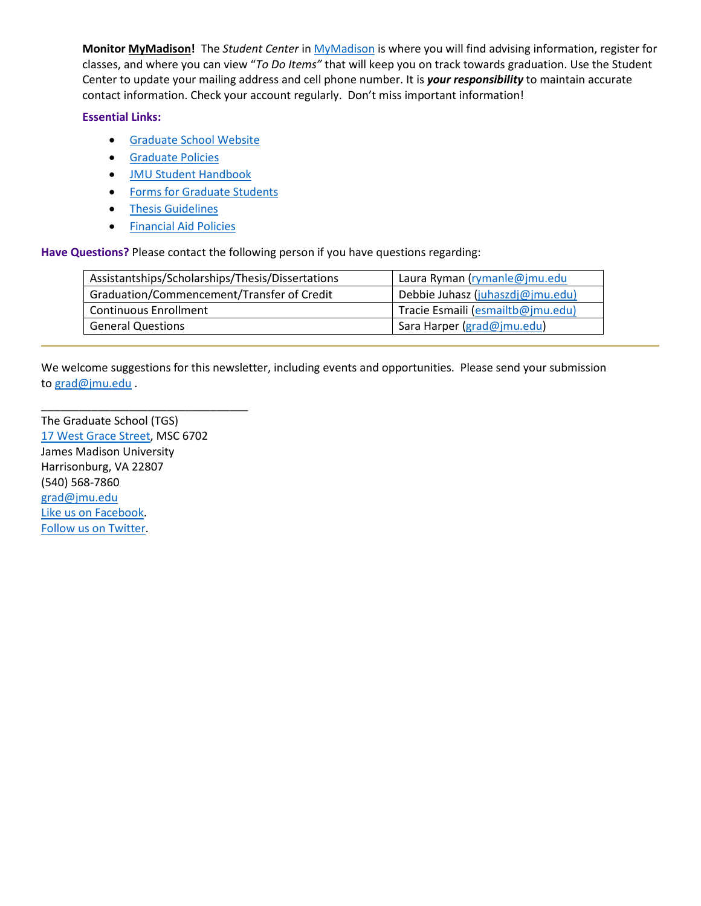**Monitor MyMadison!** The *Student Center* in MyMadison is where you will find advising information, register for classes, and where you can view "*To Do Items"* that will keep you on track towards graduation. Use the Student Center to update your mailing address and cell phone number. It is ***your responsibility*** to maintain accurate contact information. Check your account regularly. Don't miss important information!

**Essential Links:**

- Graduate School Website
- Graduate Policies
- JMU Student Handbook
- Forms for Graduate Students
- Thesis Guidelines
- Financial Aid Policies

**Have Questions?** Please contact the following person if you have questions regarding:

| | |
|---|---|
| Assistantships/Scholarships/Thesis/Dissertations | Laura Ryman (rymanle@jmu.edu |
| Graduation/Commencement/Transfer of Credit | Debbie Juhasz (juhaszdj@jmu.edu) |
| Continuous Enrollment | Tracie Esmaili (esmailtb@jmu.edu) |
| General Questions | Sara Harper (grad@jmu.edu) |

---

We welcome suggestions for this newsletter, including events and opportunities. Please send your submission to grad@jmu.edu .

\_\_\_\_\_\_\_\_\_\_\_\_\_\_\_\_\_\_\_\_\_\_\_\_\_\_\_\_\_\_\_\_\_\_

The Graduate School (TGS)
17 West Grace Street, MSC 6702
James Madison University
Harrisonburg, VA 22807
(540) 568-7860
grad@jmu.edu
Like us on Facebook.
Follow us on Twitter.